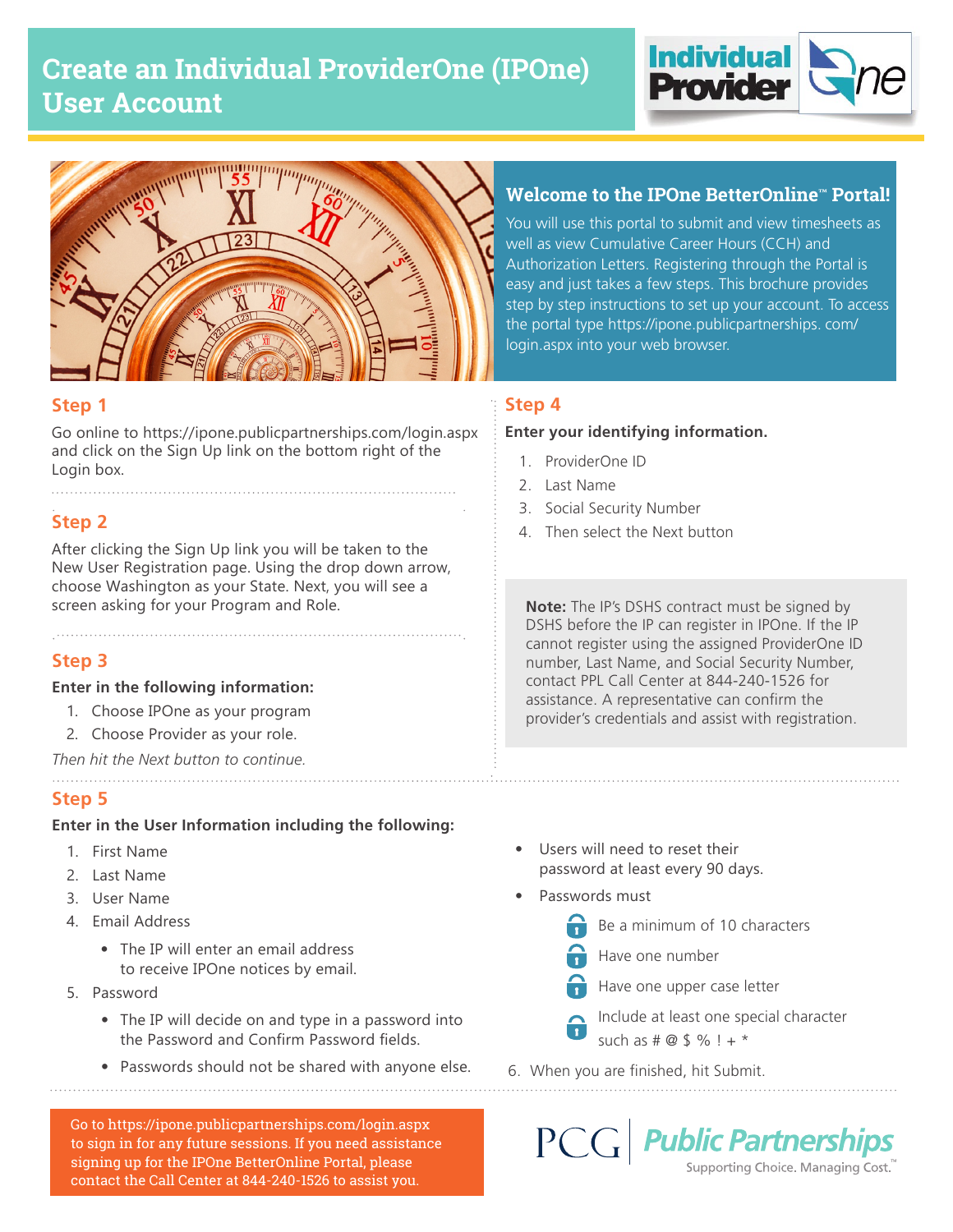# Create an Individual ProviderOne (IPOne) User Account

## Welcome to the IPOne BetterOnline™ Portal!

You will use this portal to submit and view timesheets as well as view Cumulative Career Hours (CCH) and Authorization Letters. Registering through the Portal is easy and just takes a few steps. This brochure provides step by step instructions to set up your account. To access the portal type https://ipone.publicpartnerships.com/login.aspx into your web browser.

### Step 1

Go online to https://ipone.publicpartnerships.com/login.aspx and click on the Sign Up link on the bottom right of the Login box.

### Step 2

After clicking the Sign Up link you will be taken to the New User Registration page. Using the drop down arrow, choose Washington as your State. Next, you will see a screen asking for your Program and Role.

### Step 3

**Enter in the following information:**

1. Choose IPOne as your program
2. Choose Provider as your role.

*Then hit the Next button to continue.*

### Step 4

**Enter your identifying information.**

1. ProviderOne ID
2. Last Name
3. Social Security Number
4. Then select the Next button

**Note:** The IP's DSHS contract must be signed by DSHS before the IP can register in IPOne. If the IP cannot register using the assigned ProviderOne ID number, Last Name, and Social Security Number, contact PPL Call Center at 844-240-1526 for assistance. A representative can confirm the provider's credentials and assist with registration.

### Step 5

**Enter in the User Information including the following:**

1. First Name
2. Last Name
3. User Name
4. Email Address
   - The IP will enter an email address to receive IPOne notices by email.
5. Password
   - The IP will decide on and type in a password into the Password and Confirm Password fields.
   - Passwords should not be shared with anyone else.
   - Users will need to reset their password at least every 90 days.
   - Passwords must
     - Be a minimum of 10 characters
     - Have one number
     - Have one upper case letter
     - Include at least one special character such as # @ $ % ! + *
6. When you are finished, hit Submit.

Go to https://ipone.publicpartnerships.com/login.aspx to sign in for any future sessions. If you need assistance signing up for the IPOne BetterOnline Portal, please contact the Call Center at 844-240-1526 to assist you.

PCG | Public Partnerships
Supporting Choice. Managing Cost.™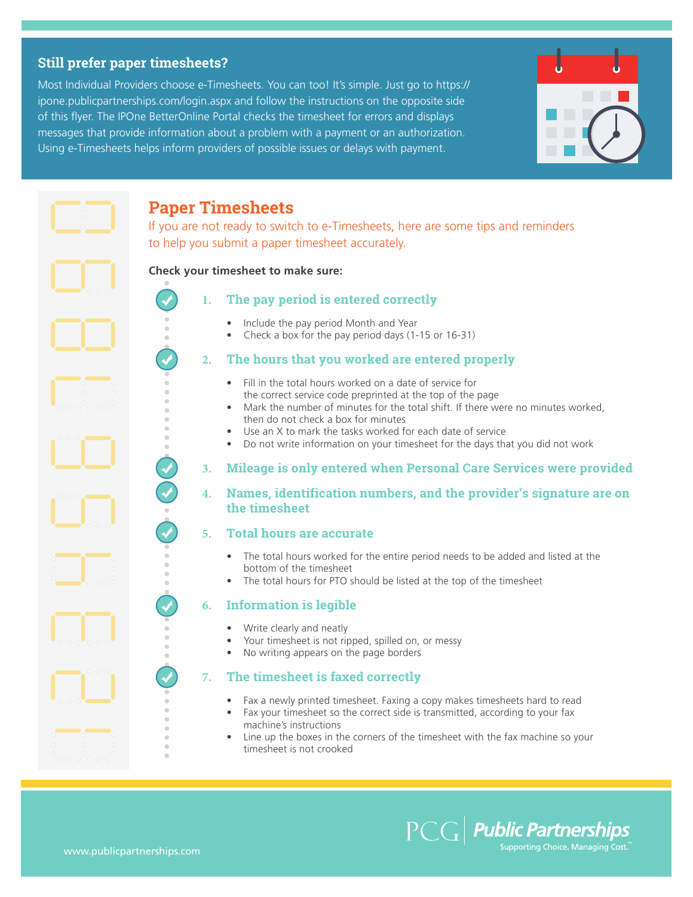## Still prefer paper timesheets?

Most Individual Providers choose e-Timesheets. You can too! It's simple. Just go to https://ipone.publicpartnerships.com/login.aspx and follow the instructions on the opposite side of this flyer. The IPOne BetterOnline Portal checks the timesheet for errors and displays messages that provide information about a problem with a payment or an authorization. Using e-Timesheets helps inform providers of possible issues or delays with payment.

# Paper Timesheets

If you are not ready to switch to e-Timesheets, here are some tips and reminders to help you submit a paper timesheet accurately.

**Check your timesheet to make sure:**

1. **The pay period is entered correctly**
   - Include the pay period Month and Year
   - Check a box for the pay period days (1-15 or 16-31)
2. **The hours that you worked are entered properly**
   - Fill in the total hours worked on a date of service for the correct service code preprinted at the top of the page
   - Mark the number of minutes for the total shift. If there were no minutes worked, then do not check a box for minutes
   - Use an X to mark the tasks worked for each date of service
   - Do not write information on your timesheet for the days that you did not work
3. **Mileage is only entered when Personal Care Services were provided**
4. **Names, identification numbers, and the provider's signature are on the timesheet**
5. **Total hours are accurate**
   - The total hours worked for the entire period needs to be added and listed at the bottom of the timesheet
   - The total hours for PTO should be listed at the top of the timesheet
6. **Information is legible**
   - Write clearly and neatly
   - Your timesheet is not ripped, spilled on, or messy
   - No writing appears on the page borders
7. **The timesheet is faxed correctly**
   - Fax a newly printed timesheet. Faxing a copy makes timesheets hard to read
   - Fax your timesheet so the correct side is transmitted, according to your fax machine's instructions
   - Line up the boxes in the corners of the timesheet with the fax machine so your timesheet is not crooked

www.publicpartnerships.com

PCG | Public Partnerships
Supporting Choice. Managing Cost.™